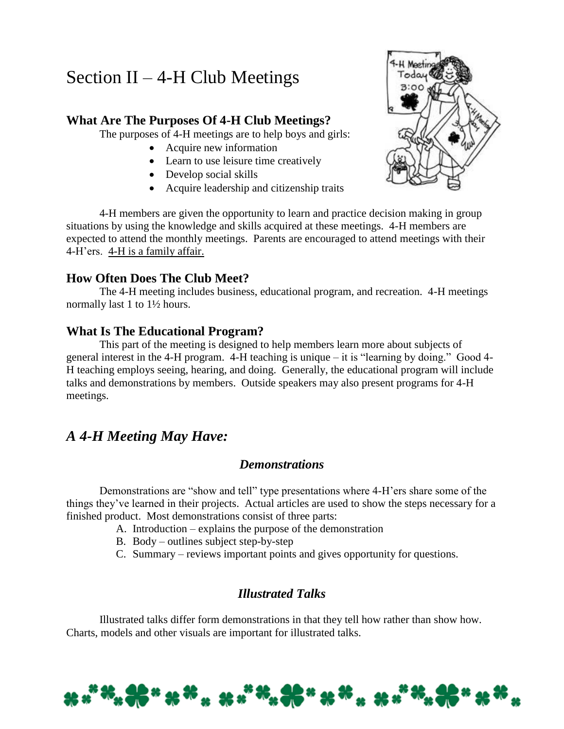# Section II – 4-H Club Meetings

### What Are The Purposes Of 4-H Club Meetings?

The purposes of 4-H meetings are to help boys and girls:

- Acquire new information
- Learn to use leisure time creatively
- Develop social skills
- Acquire leadership and citizenship traits

4-H members are given the opportunity to learn and practice decision making in group situations by using the knowledge and skills acquired at these meetings. 4-H members are expected to attend the monthly meetings. Parents are encouraged to attend meetings with their 4-H'ers. <u>4-H is a family affair.</u>

### How Often Does The Club Meet?

The 4-H meeting includes business, educational program, and recreation. 4-H meetings normally last 1 to 1½ hours.

### What Is The Educational Program?

This part of the meeting is designed to help members learn more about subjects of general interest in the 4-H program. 4-H teaching is unique – it is "learning by doing." Good 4-H teaching employs seeing, hearing, and doing. Generally, the educational program will include talks and demonstrations by members. Outside speakers may also present programs for 4-H meetings.

## *A 4-H Meeting May Have:*

### *Demonstrations*

Demonstrations are "show and tell" type presentations where 4-H'ers share some of the things they've learned in their projects. Actual articles are used to show the steps necessary for a finished product. Most demonstrations consist of three parts:

A. Introduction – explains the purpose of the demonstration
B. Body – outlines subject step-by-step
C. Summary – reviews important points and gives opportunity for questions.

### *Illustrated Talks*

Illustrated talks differ form demonstrations in that they tell how rather than show how. Charts, models and other visuals are important for illustrated talks.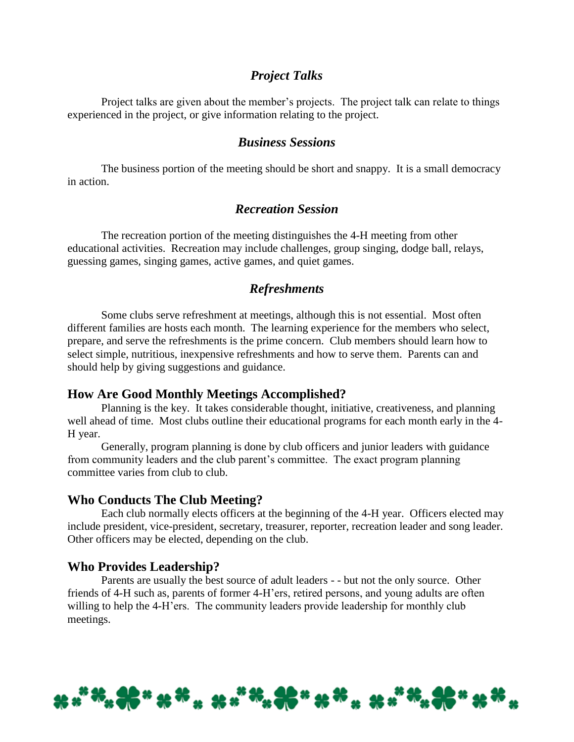### *Project Talks*

Project talks are given about the member's projects. The project talk can relate to things experienced in the project, or give information relating to the project.

### *Business Sessions*

The business portion of the meeting should be short and snappy. It is a small democracy in action.

### *Recreation Session*

The recreation portion of the meeting distinguishes the 4-H meeting from other educational activities. Recreation may include challenges, group singing, dodge ball, relays, guessing games, singing games, active games, and quiet games.

### *Refreshments*

Some clubs serve refreshment at meetings, although this is not essential. Most often different families are hosts each month. The learning experience for the members who select, prepare, and serve the refreshments is the prime concern. Club members should learn how to select simple, nutritious, inexpensive refreshments and how to serve them. Parents can and should help by giving suggestions and guidance.

## How Are Good Monthly Meetings Accomplished?

Planning is the key. It takes considerable thought, initiative, creativeness, and planning well ahead of time. Most clubs outline their educational programs for each month early in the 4-H year.

Generally, program planning is done by club officers and junior leaders with guidance from community leaders and the club parent's committee. The exact program planning committee varies from club to club.

## Who Conducts The Club Meeting?

Each club normally elects officers at the beginning of the 4-H year. Officers elected may include president, vice-president, secretary, treasurer, reporter, recreation leader and song leader. Other officers may be elected, depending on the club.

## Who Provides Leadership?

Parents are usually the best source of adult leaders - - but not the only source. Other friends of 4-H such as, parents of former 4-H'ers, retired persons, and young adults are often willing to help the 4-H'ers. The community leaders provide leadership for monthly club meetings.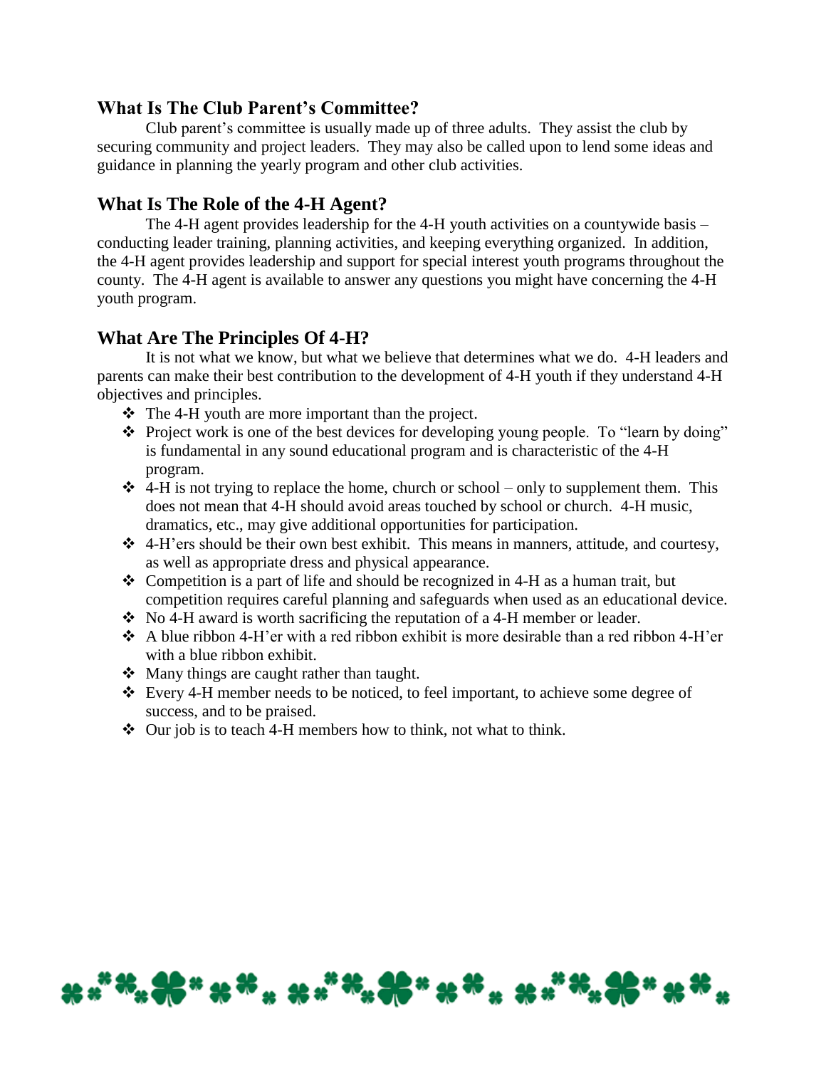## What Is The Club Parent's Committee?

Club parent's committee is usually made up of three adults. They assist the club by securing community and project leaders. They may also be called upon to lend some ideas and guidance in planning the yearly program and other club activities.

## What Is The Role of the 4-H Agent?

The 4-H agent provides leadership for the 4-H youth activities on a countywide basis – conducting leader training, planning activities, and keeping everything organized. In addition, the 4-H agent provides leadership and support for special interest youth programs throughout the county. The 4-H agent is available to answer any questions you might have concerning the 4-H youth program.

## What Are The Principles Of 4-H?

It is not what we know, but what we believe that determines what we do. 4-H leaders and parents can make their best contribution to the development of 4-H youth if they understand 4-H objectives and principles.

- The 4-H youth are more important than the project.
- Project work is one of the best devices for developing young people. To "learn by doing" is fundamental in any sound educational program and is characteristic of the 4-H program.
- 4-H is not trying to replace the home, church or school – only to supplement them. This does not mean that 4-H should avoid areas touched by school or church. 4-H music, dramatics, etc., may give additional opportunities for participation.
- 4-H'ers should be their own best exhibit. This means in manners, attitude, and courtesy, as well as appropriate dress and physical appearance.
- Competition is a part of life and should be recognized in 4-H as a human trait, but competition requires careful planning and safeguards when used as an educational device.
- No 4-H award is worth sacrificing the reputation of a 4-H member or leader.
- A blue ribbon 4-H'er with a red ribbon exhibit is more desirable than a red ribbon 4-H'er with a blue ribbon exhibit.
- Many things are caught rather than taught.
- Every 4-H member needs to be noticed, to feel important, to achieve some degree of success, and to be praised.
- Our job is to teach 4-H members how to think, not what to think.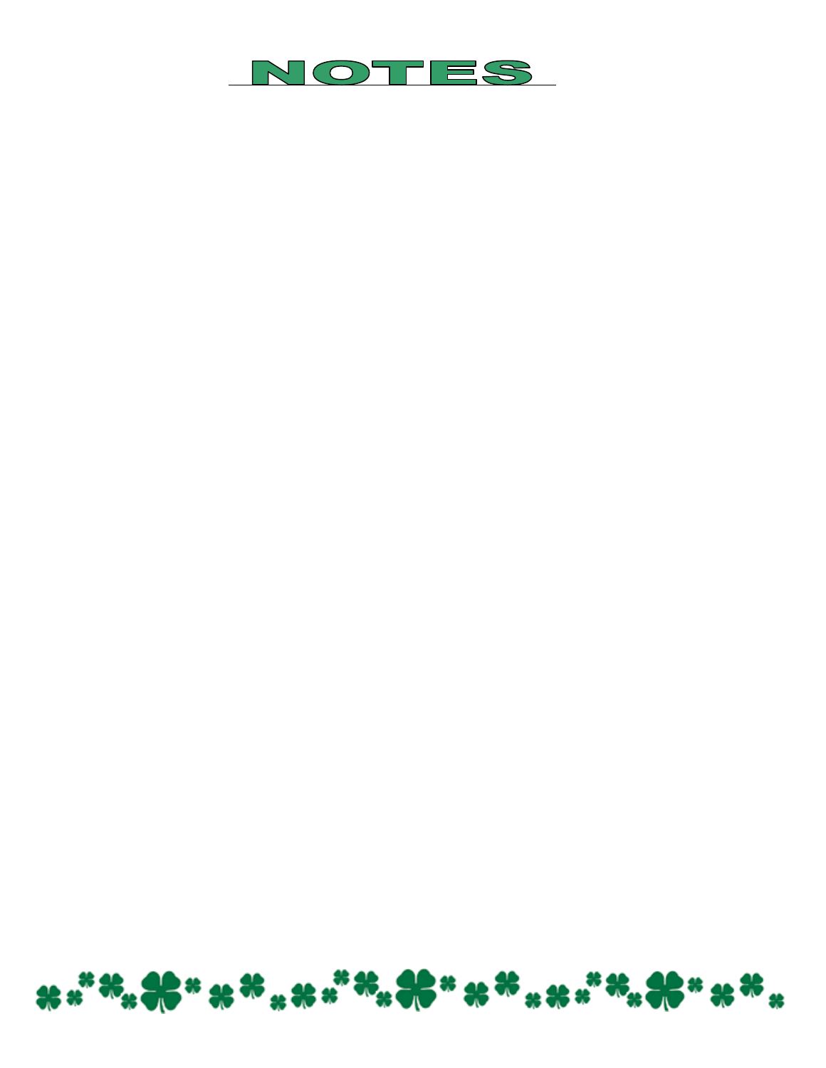# NOTES